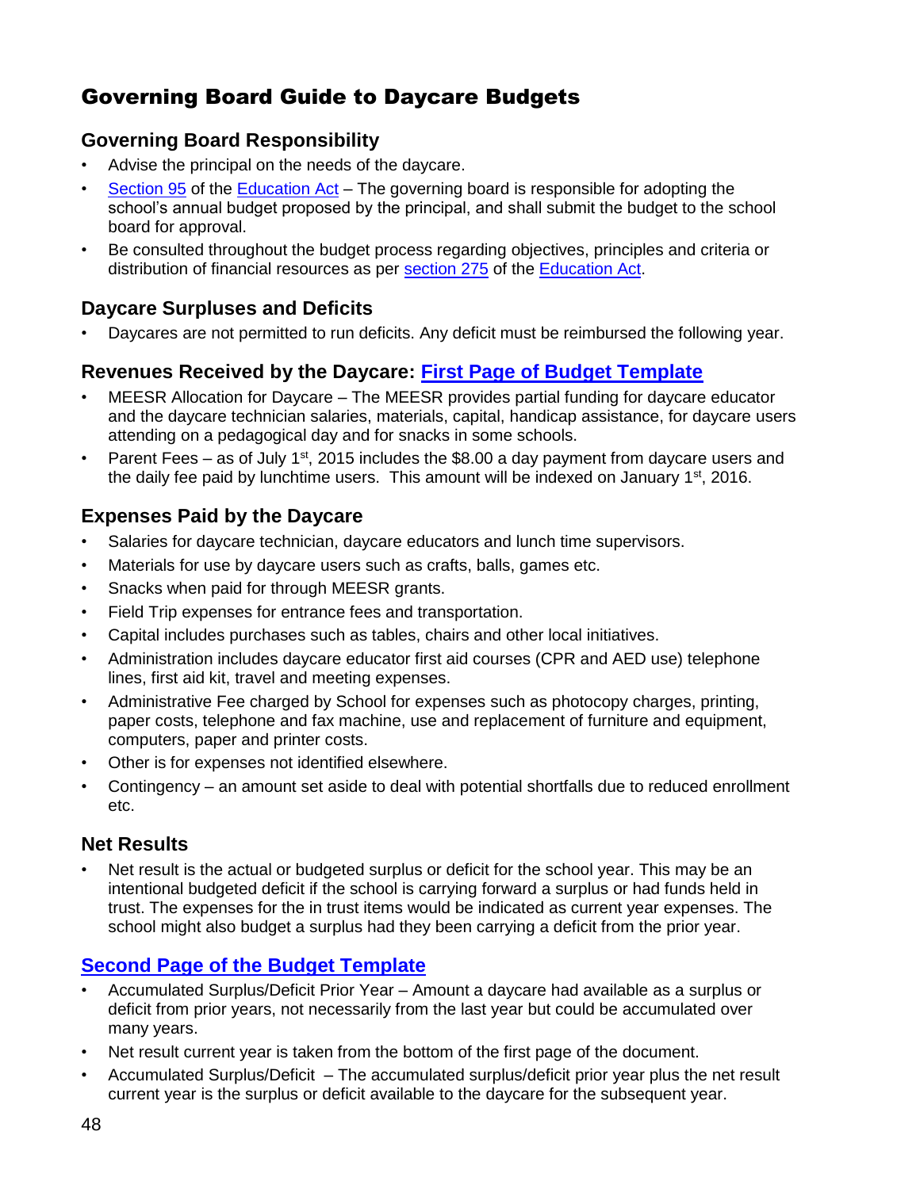# Governing Board Guide to Daycare Budgets

## Governing Board Responsibility

- Advise the principal on the needs of the daycare.
- Section 95 of the Education Act – The governing board is responsible for adopting the school's annual budget proposed by the principal, and shall submit the budget to the school board for approval.
- Be consulted throughout the budget process regarding objectives, principles and criteria or distribution of financial resources as per section 275 of the Education Act.

## Daycare Surpluses and Deficits

- Daycares are not permitted to run deficits. Any deficit must be reimbursed the following year.

## Revenues Received by the Daycare: First Page of Budget Template

- MEESR Allocation for Daycare – The MEESR provides partial funding for daycare educator and the daycare technician salaries, materials, capital, handicap assistance, for daycare users attending on a pedagogical day and for snacks in some schools.
- Parent Fees – as of July 1st, 2015 includes the $8.00 a day payment from daycare users and the daily fee paid by lunchtime users. This amount will be indexed on January 1st, 2016.

## Expenses Paid by the Daycare

- Salaries for daycare technician, daycare educators and lunch time supervisors.
- Materials for use by daycare users such as crafts, balls, games etc.
- Snacks when paid for through MEESR grants.
- Field Trip expenses for entrance fees and transportation.
- Capital includes purchases such as tables, chairs and other local initiatives.
- Administration includes daycare educator first aid courses (CPR and AED use) telephone lines, first aid kit, travel and meeting expenses.
- Administrative Fee charged by School for expenses such as photocopy charges, printing, paper costs, telephone and fax machine, use and replacement of furniture and equipment, computers, paper and printer costs.
- Other is for expenses not identified elsewhere.
- Contingency – an amount set aside to deal with potential shortfalls due to reduced enrollment etc.

## Net Results

- Net result is the actual or budgeted surplus or deficit for the school year. This may be an intentional budgeted deficit if the school is carrying forward a surplus or had funds held in trust. The expenses for the in trust items would be indicated as current year expenses. The school might also budget a surplus had they been carrying a deficit from the prior year.

## Second Page of the Budget Template

- Accumulated Surplus/Deficit Prior Year – Amount a daycare had available as a surplus or deficit from prior years, not necessarily from the last year but could be accumulated over many years.
- Net result current year is taken from the bottom of the first page of the document.
- Accumulated Surplus/Deficit – The accumulated surplus/deficit prior year plus the net result current year is the surplus or deficit available to the daycare for the subsequent year.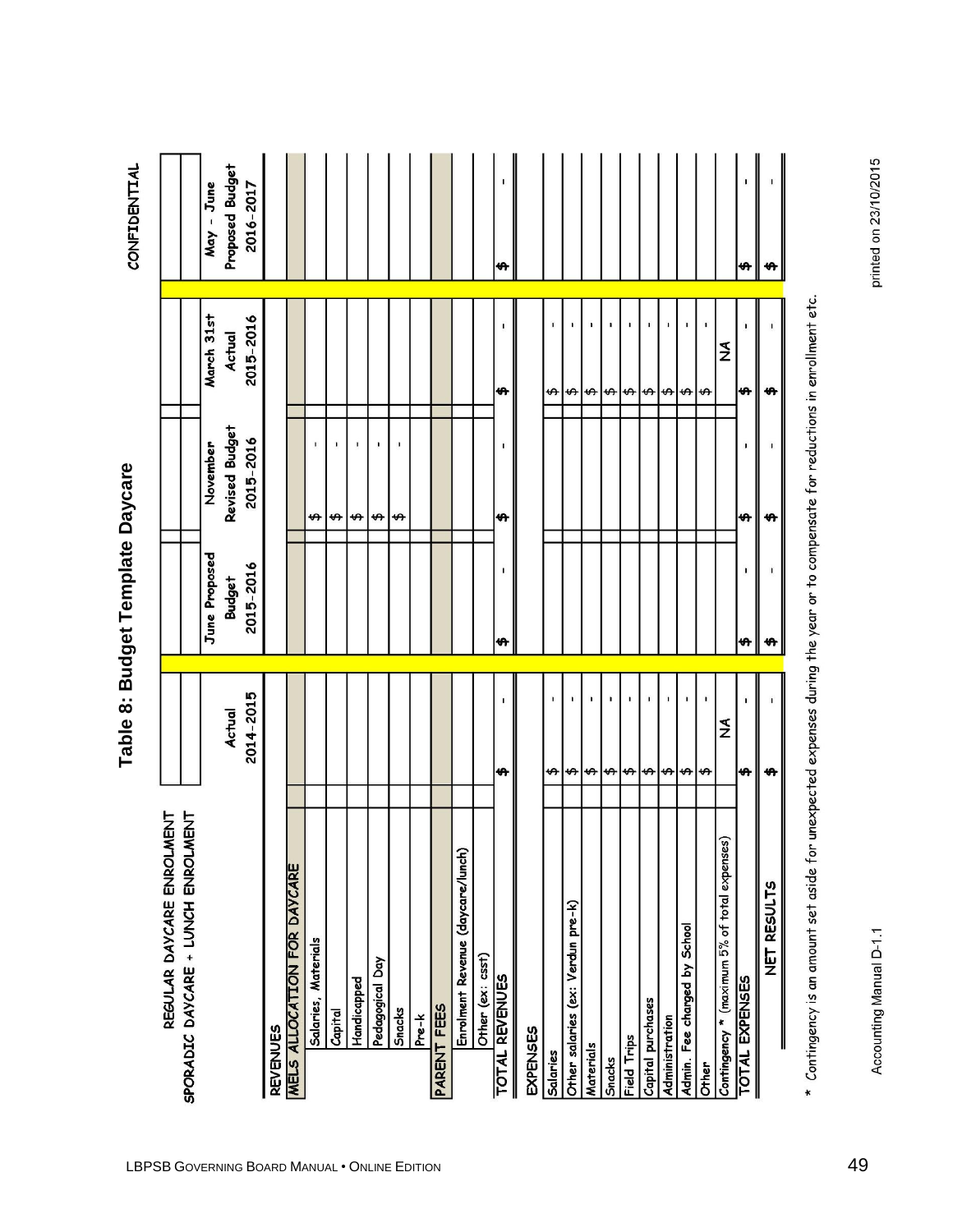# Table 8: Budget Template Daycare

CONFIDENTIAL

| | REGULAR DAYCARE ENROLMENT | | | | |
|---|---|---|---|---|---|
| | SPORADIC DAYCARE + LUNCH ENROLMENT | | | | |
| | Actual 2014-2015 | June Proposed Budget 2015-2016 | November Revised Budget 2015-2016 | March 31st Actual 2015-2016 | May - June Proposed Budget 2016-2017 |
| **REVENUES** | | | | | |
| **MELS ALLOCATION FOR DAYCARE** | | | | | |
| Salaries, Materials | | | $ - | | |
| Capital | | | $ - | | |
| Handicapped | | | $ - | | |
| Pedagogical Day | | | $ - | | |
| Snacks | | | $ - | | |
| Pre-k | | | | | |
| **PARENT FEES** | | | | | |
| Enrolment Revenue (daycare/lunch) | | | | | |
| Other (ex: csst) | | | | | |
| **TOTAL REVENUES** | $ - | $ - | $ - | $ - | $ - |
| **EXPENSES** | | | | | |
| Salaries | $ - | | | $ - | |
| Other salaries (ex: Verdun pre-k) | $ - | | | $ - | |
| Materials | $ - | | | $ - | |
| Snacks | $ - | | | $ - | |
| Field Trips | $ - | | | $ - | |
| Capital purchases | $ - | | | $ - | |
| Administration | $ - | | | $ - | |
| Admin. Fee charged by School | $ - | | | $ - | |
| Other | $ - | | | $ - | |
| Contingency * (maximum 5% of total expenses) | NA | | | NA | |
| **TOTAL EXPENSES** | $ - | $ - | $ - | $ - | $ - |
| **NET RESULTS** | $ - | $ - | $ - | $ - | $ - |

\* Contingency is an amount set aside for unexpected expenses during the year or to compensate for reductions in enrollment etc.

Accounting Manual D-1.1

printed on 23/10/2015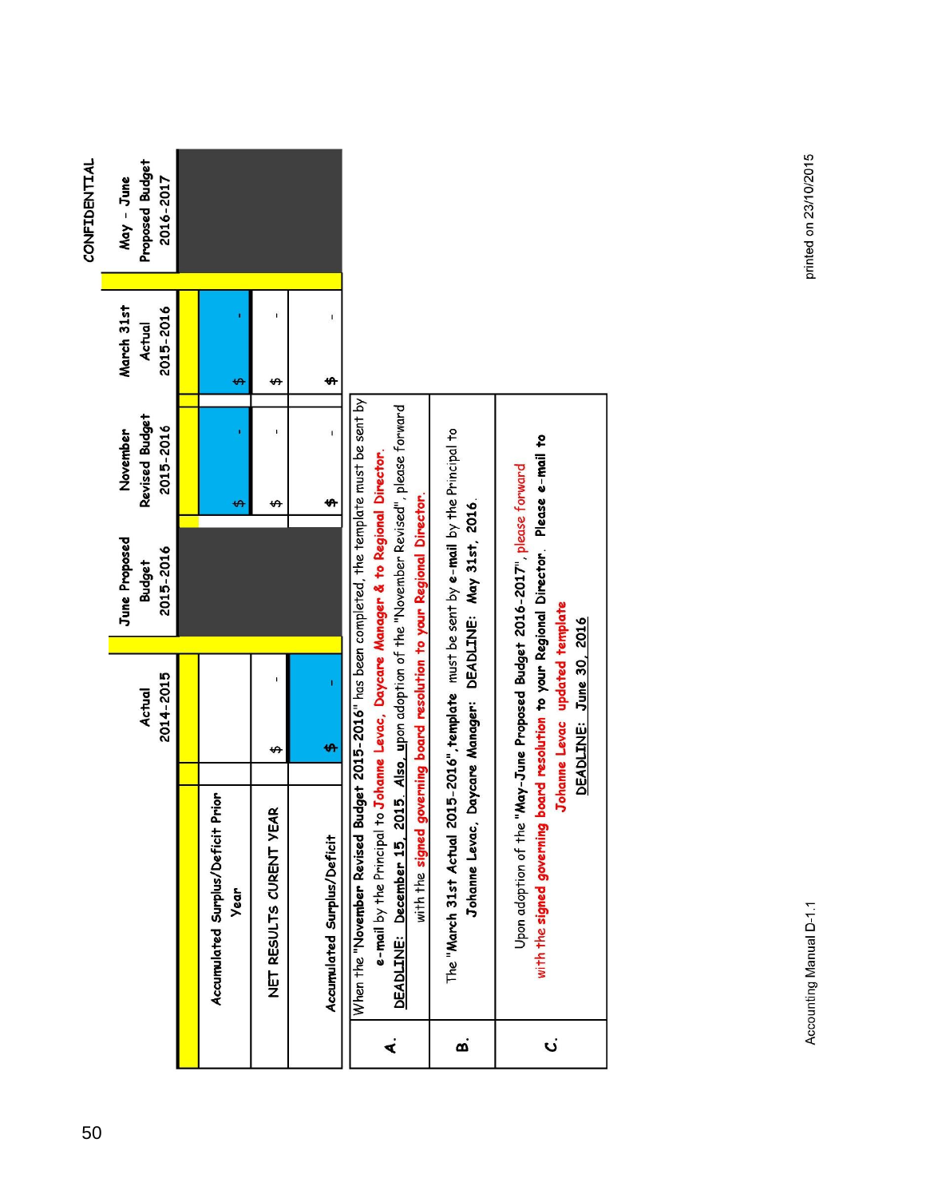CONFIDENTIAL

| | Actual 2014-2015 | June Proposed Budget 2015-2016 | November Revised Budget 2015-2016 | March 31st Actual 2015-2016 | May - June Proposed Budget 2016-2017 |
|---|---|---|---|---|---|
| Accumulated Surplus/Deficit Prior Year | | | $ - | $ - | |
| NET RESULTS CURENT YEAR | $ - | | $ - | $ - | |
| Accumulated Surplus/Deficit | $ - | | $ - | $ - | |

| | |
|---|---|
| **A.** | When the "**November Revised Budget 2015-2016**" has been completed, the template must be sent by **e-mail** by the Principal to **Johanne Levac, Daycare Manager & to Regional Director.** <br> <u>**DEADLINE: December 15, 2015**</u>. <u>**Also**</u>, <u>up</u>on adoption of the "November Revised", please forward with the **signed governing board resolution to your Regional Director.** |
| **B.** | The "**March 31st Actual 2015-2016**", **template** must be sent by **e-mail** by the Principal to **Johanne Levac, Daycare Manager: DEADLINE: May 31st, 2016.** |
| **C.** | Upon adoption of the "**May-June Proposed Budget 2016-2017**", please forward **with the signed governing board resolution to your Regional Director. Please e-mail to Johanne Levac updated template** <br> <u>**DEADLINE: June 30, 2016**</u> |

Accounting Manual D-1.1

printed on 23/10/2015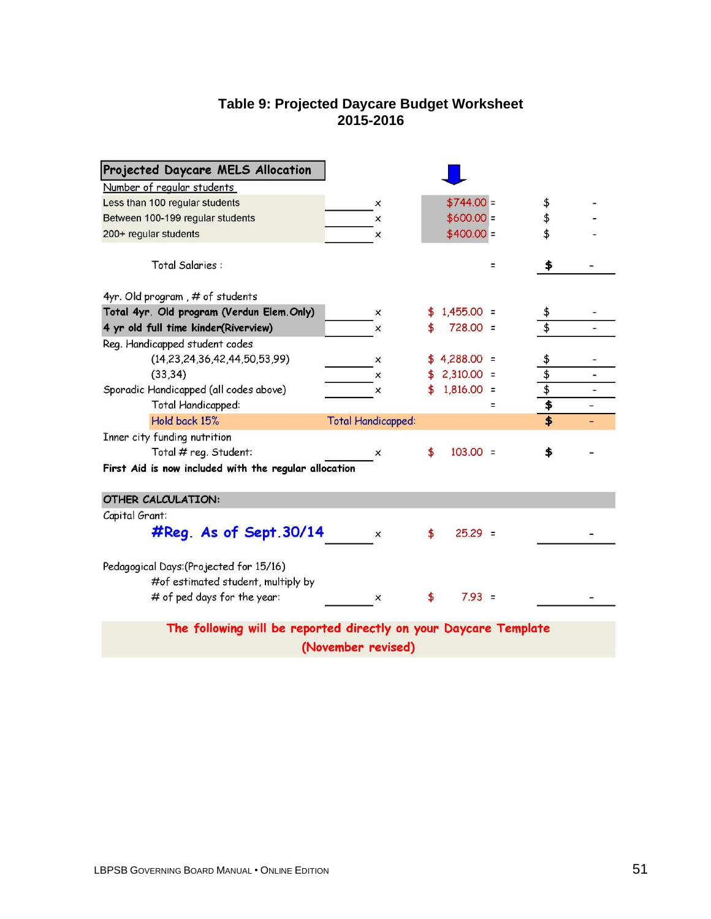## Table 9: Projected Daycare Budget Worksheet 2015-2016

| Projected Daycare MELS Allocation | | | | |
|---|---|---|---|---|
| Number of regular students | | | | |
| Less than 100 regular students | | x | $744.00 = | $ - |
| Between 100-199 regular students | | x | $600.00 = | $ - |
| 200+ regular students | | x | $400.00 = | $ - |
| Total Salaries : | | | = | **$ -** |
| 4yr. Old program , # of students | | | | |
| **Total 4yr. Old program (Verdun Elem.Only)** | | x | $ 1,455.00 = | $ - |
| **4 yr old full time kinder(Riverview)** | | x | $ 728.00 = | $ - |
| Reg. Handicapped student codes | | | | |
| (14,23,24,36,42,44,50,53,99) | | x | $ 4,288.00 = | $ - |
| (33,34) | | x | $ 2,310.00 = | $ - |
| Sporadic Handicapped (all codes above) | | x | $ 1,816.00 = | $ - |
| Total Handicapped: | | | = | **$ -** |
| Hold back 15% | Total Handicapped: | | | **$ -** |
| Inner city funding nutrition | | | | |
| Total # reg. Student: | | x | $ 103.00 = | **$ -** |
| **First Aid is now included with the regular allocation** | | | | |
| **OTHER CALCULATION:** | | | | |
| Capital Grant: | | | | |
| **#Reg. As of Sept.30/14** | | x | $ 25.29 = | - |
| Pedagogical Days:(Projected for 15/16) #of estimated student, multiply by # of ped days for the year: | | x | $ 7.93 = | - |

**The following will be reported directly on your Daycare Template (November revised)**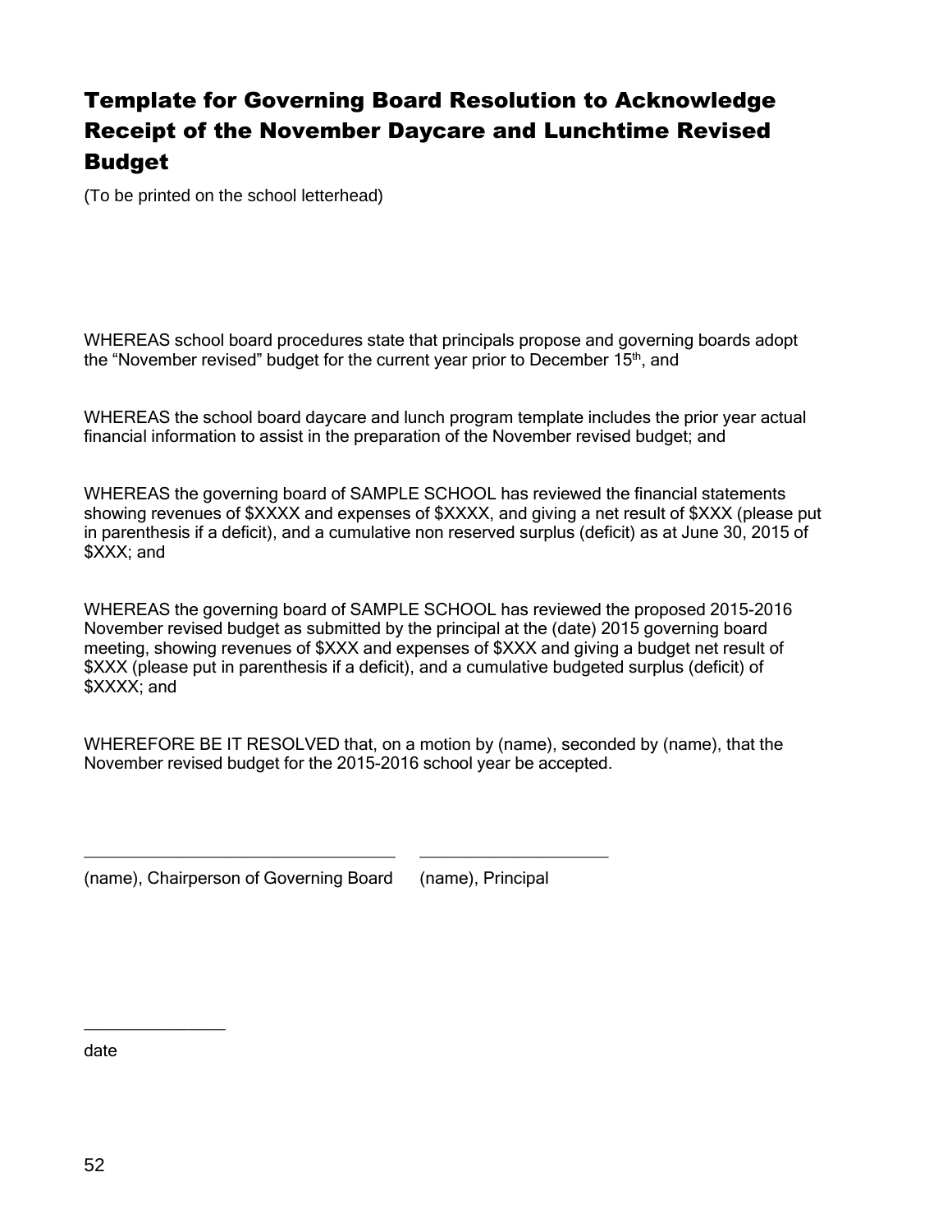# Template for Governing Board Resolution to Acknowledge Receipt of the November Daycare and Lunchtime Revised Budget

(To be printed on the school letterhead)

WHEREAS school board procedures state that principals propose and governing boards adopt the "November revised" budget for the current year prior to December 15th, and

WHEREAS the school board daycare and lunch program template includes the prior year actual financial information to assist in the preparation of the November revised budget; and

WHEREAS the governing board of SAMPLE SCHOOL has reviewed the financial statements showing revenues of $XXXX and expenses of $XXXX, and giving a net result of $XXX (please put in parenthesis if a deficit), and a cumulative non reserved surplus (deficit) as at June 30, 2015 of $XXX; and

WHEREAS the governing board of SAMPLE SCHOOL has reviewed the proposed 2015-2016 November revised budget as submitted by the principal at the (date) 2015 governing board meeting, showing revenues of $XXX and expenses of $XXX and giving a budget net result of $XXX (please put in parenthesis if a deficit), and a cumulative budgeted surplus (deficit) of $XXXX; and

WHEREFORE BE IT RESOLVED that, on a motion by (name), seconded by (name), that the November revised budget for the 2015-2016 school year be accepted.

\_\_\_\_\_\_\_\_\_\_\_\_\_\_\_\_\_\_\_\_\_\_\_\_\_\_\_\_\_\_\_\_\_\_\_ \_\_\_\_\_\_\_\_\_\_\_\_\_\_\_\_\_\_\_\_\_\_

(name), Chairperson of Governing Board (name), Principal

\_\_\_\_\_\_\_\_\_\_\_\_\_\_\_\_

date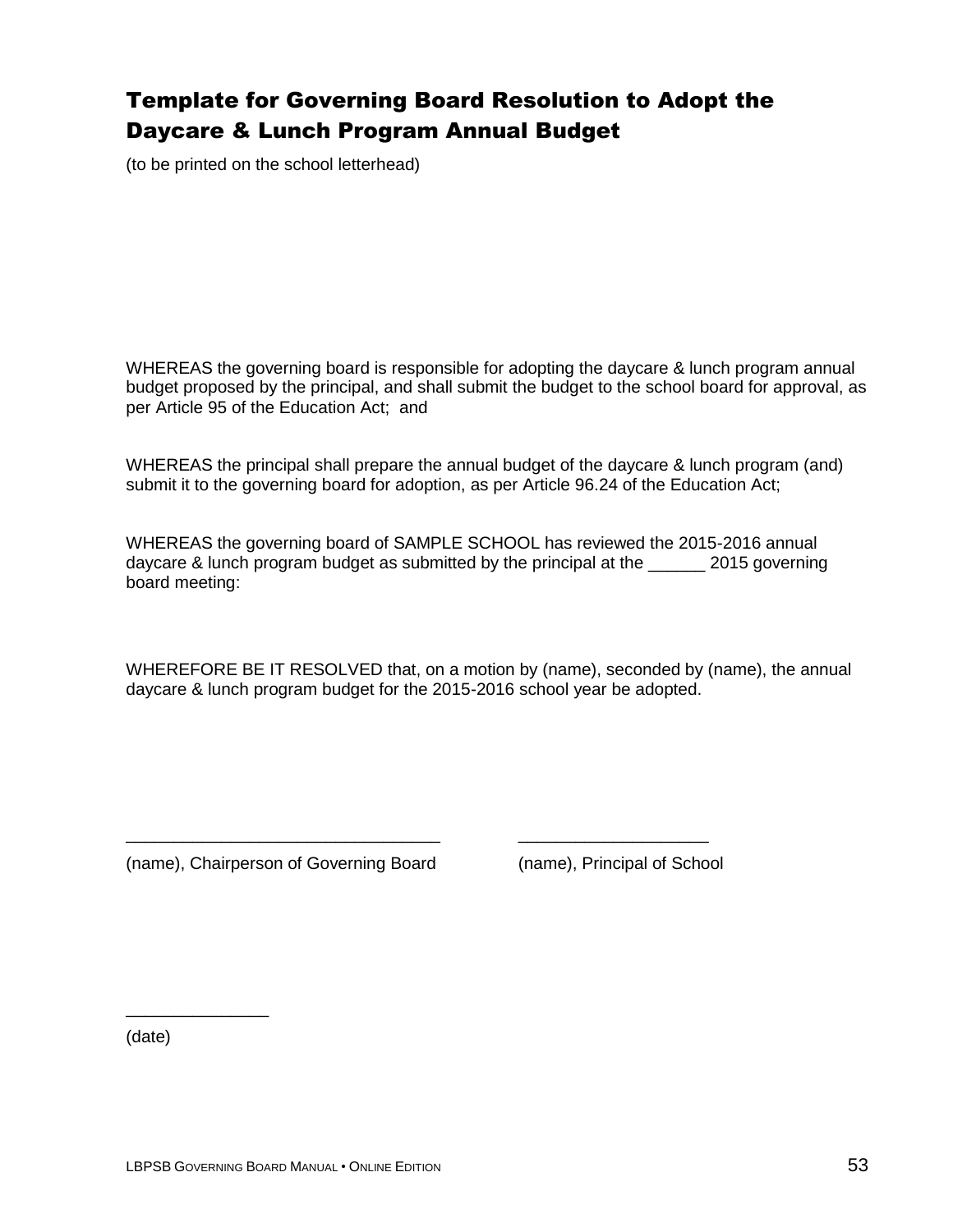## Template for Governing Board Resolution to Adopt the Daycare & Lunch Program Annual Budget

(to be printed on the school letterhead)

WHEREAS the governing board is responsible for adopting the daycare & lunch program annual budget proposed by the principal, and shall submit the budget to the school board for approval, as per Article 95 of the Education Act; and

WHEREAS the principal shall prepare the annual budget of the daycare & lunch program (and) submit it to the governing board for adoption, as per Article 96.24 of the Education Act;

WHEREAS the governing board of SAMPLE SCHOOL has reviewed the 2015-2016 annual daycare & lunch program budget as submitted by the principal at the ______ 2015 governing board meeting:

WHEREFORE BE IT RESOLVED that, on a motion by (name), seconded by (name), the annual daycare & lunch program budget for the 2015-2016 school year be adopted.

_________________________________ ____________________

(name), Chairperson of Governing Board (name), Principal of School

_______________

(date)